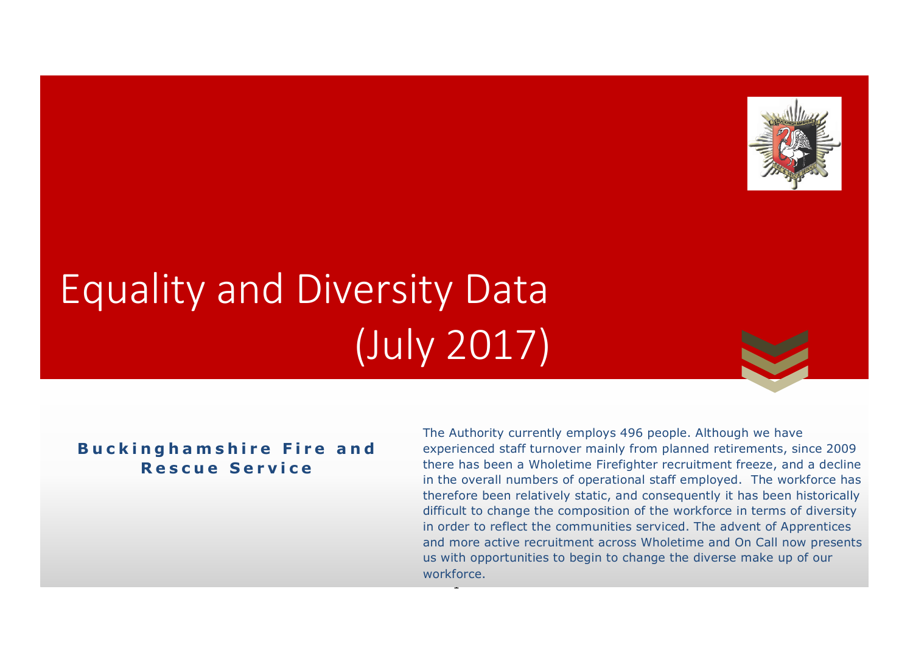# Equality and Diversity Data (July 2017)

**Buckinghamshire Fire and Rescue Service**

The Authority currently employs 496 people. Although we have experienced staff turnover mainly from planned retirements, since 2009 there has been a Wholetime Firefighter recruitment freeze, and a decline in the overall numbers of operational staff employed. The workforce has therefore been relatively static, and consequently it has been historically difficult to change the composition of the workforce in terms of diversity in order to reflect the communities serviced. The advent of Apprentices and more active recruitment across Wholetime and On Call now presents us with opportunities to begin to change the diverse make up of our workforce.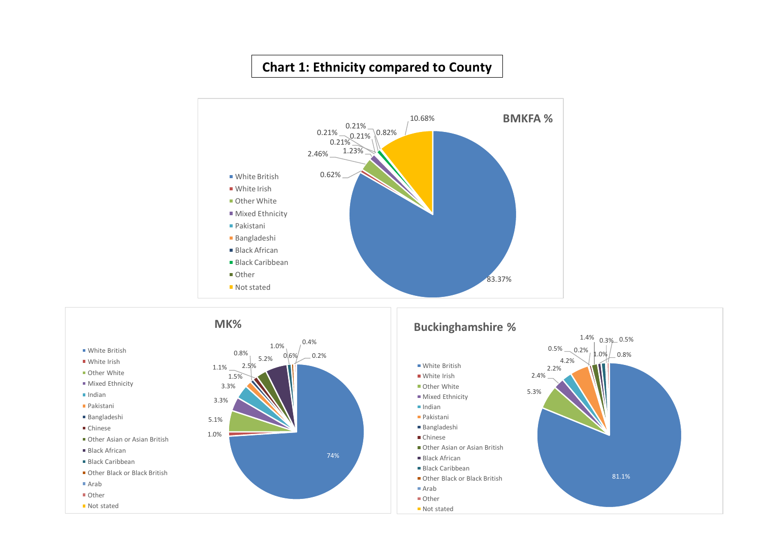# Chart 1: Ethnicity compared to County

**BMKFA %**

- White British
- White Irish
- Other White
- Mixed Ethnicity
- Pakistani
- Bangladeshi
- Black African
- Black Caribbean
- Other
- Not stated

83.37%, 0.62%, 2.46%, 1.23%, 0.21%, 0.21%, 0.21%, 0.21%, 0.82%, 10.68%

**MK%**

- White British
- White Irish
- Other White
- Mixed Ethnicity
- Indian
- Pakistani
- Bangladeshi
- Chinese
- Other Asian or Asian British
- Black African
- Black Caribbean
- Other Black or Black British
- Arab
- Other
- Not stated

74%, 1.0%, 5.1%, 3.3%, 3.3%, 1.5%, 1.1%, 0.8%, 2.5%, 5.2%, 1.0%, 0.6%, 0.4%, 0.2%

**Buckinghamshire %**

- White British
- White Irish
- Other White
- Mixed Ethnicity
- Indian
- Pakistani
- Bangladeshi
- Chinese
- Other Asian or Asian British
- Black African
- Black Caribbean
- Other Black or Black British
- Arab
- Other
- Not stated

81.1%, 5.3%, 2.4%, 2.2%, 4.2%, 0.5%, 0.2%, 1.4%, 1.0%, 0.3%, 0.5%, 0.8%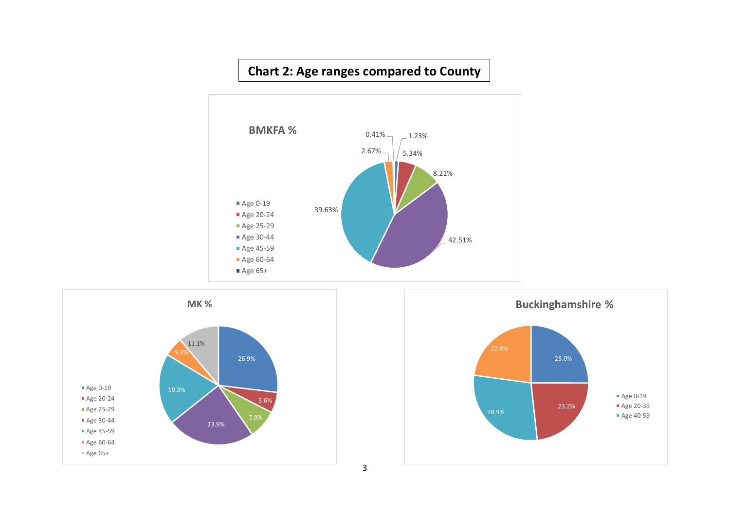## Chart 2: Age ranges compared to County

**BMKFA %**

| Age range | % |
| --- | --- |
| Age 0-19 | 1.23% |
| Age 20-24 | 5.34% |
| Age 25-29 | 8.21% |
| Age 30-44 | 42.51% |
| Age 45-59 | 39.63% |
| Age 60-64 | 2.67% |
| Age 65+ | 0.41% |

**MK %**

| Age range | % |
| --- | --- |
| Age 0-19 | 26.9% |
| Age 20-24 | 5.6% |
| Age 25-29 | 7.9% |
| Age 30-44 | 23.9% |
| Age 45-59 | 19.3% |
| Age 60-64 | 5.3% |
| Age 65+ | 11.1% |

**Buckinghamshire %**

| Age range | % |
| --- | --- |
| Age 0-19 | 25.0% |
| Age 20-39 | 23.2% |
| Age 40-59 | 28.9% |
| | 22.8% |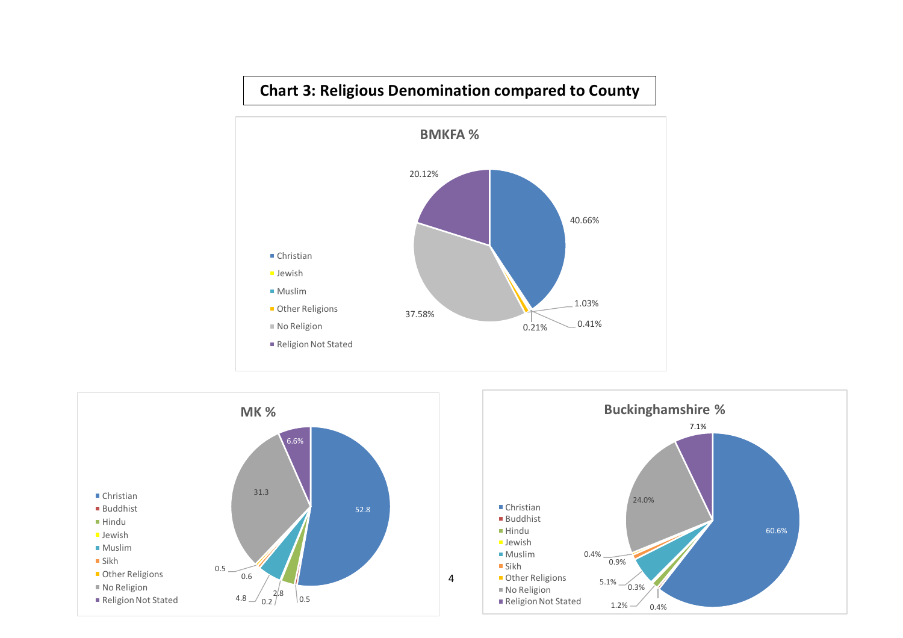**Chart 3: Religious Denomination compared to County**

**BMKFA %**

- Christian
- Jewish
- Muslim
- Other Religions
- No Religion
- Religion Not Stated

40.66%, 1.03%, 0.41%, 0.21%, 37.58%, 20.12%

**MK %**

- Christian
- Buddhist
- Hindu
- Jewish
- Muslim
- Sikh
- Other Religions
- No Religion
- Religion Not Stated

52.8, 0.5, 2.8, 0.2, 4.8, 0.6, 0.5, 31.3, 6.6%

**Buckinghamshire %**

- Christian
- Buddhist
- Hindu
- Jewish
- Muslim
- Sikh
- Other Religions
- No Religion
- Religion Not Stated

60.6%, 0.4%, 1.2%, 0.3%, 5.1%, 0.9%, 0.4%, 24.0%, 7.1%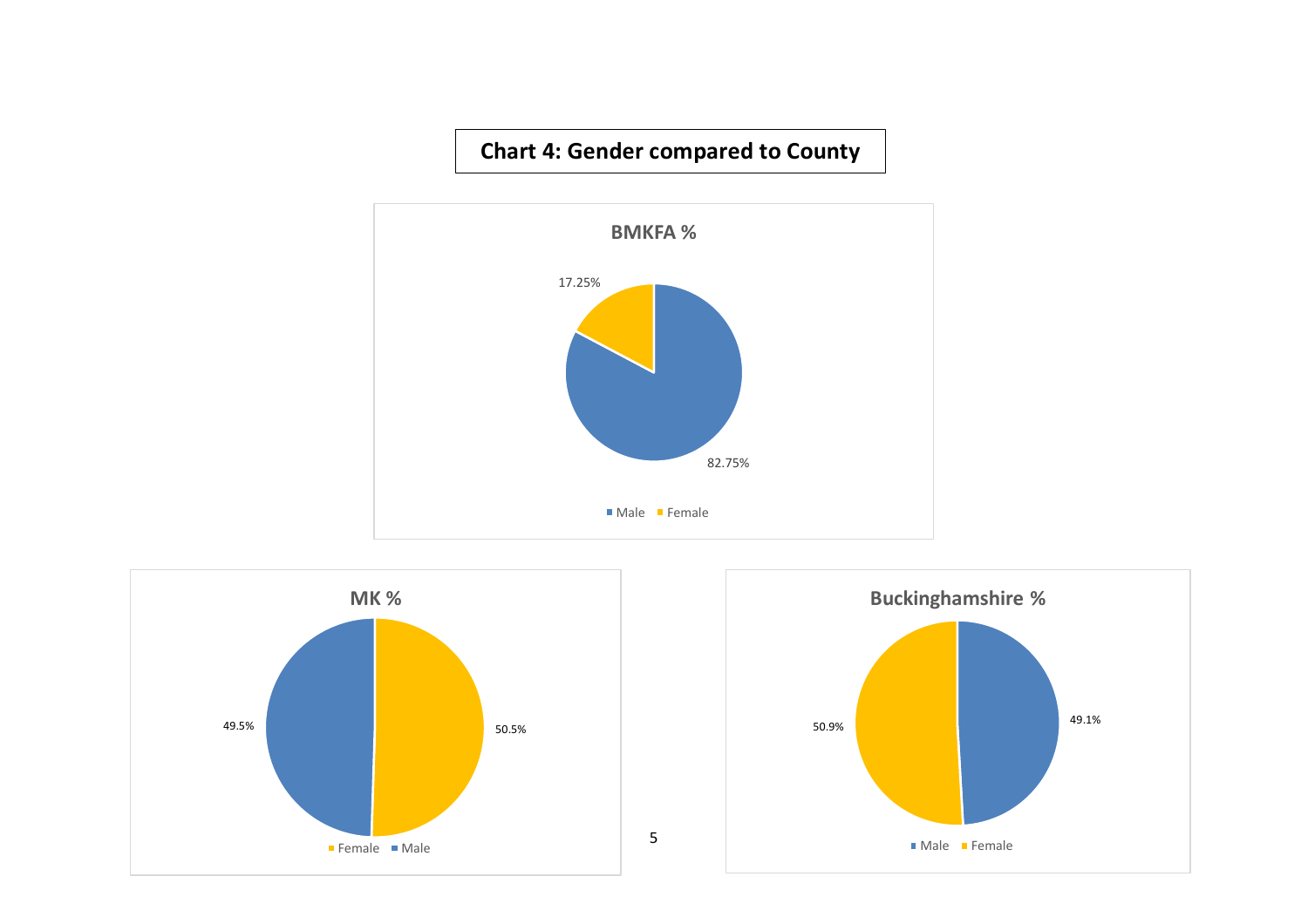**Chart 4: Gender compared to County**

**BMKFA %**

17.25%

82.75%

Male Female

**MK %**

49.5%

50.5%

Female Male

**Buckinghamshire %**

50.9%

49.1%

Male Female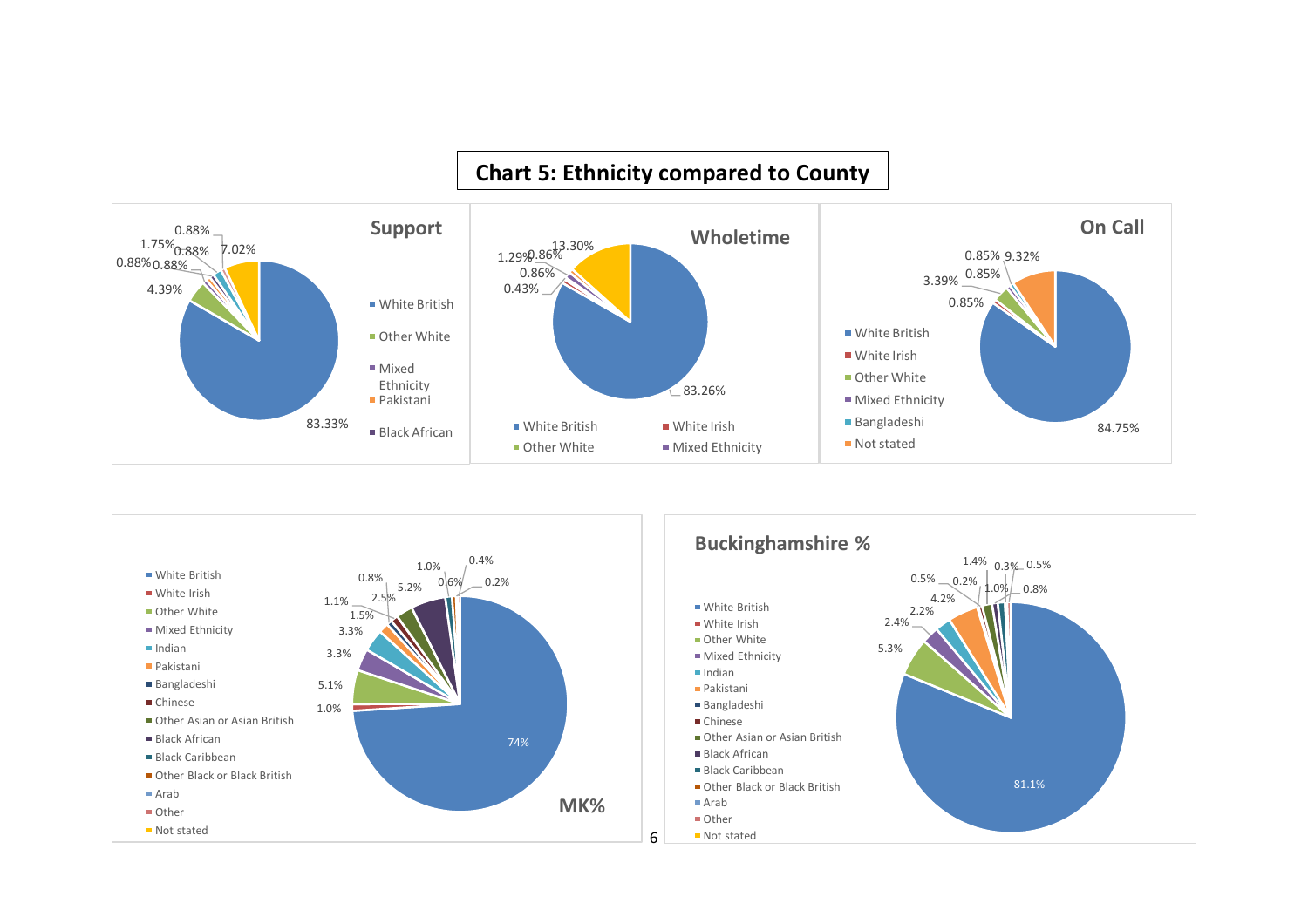## Chart 5: Ethnicity compared to County

### Support

Data labels: 83.33%, 4.39%, 0.88%, 1.75%, 0.88%, 0.88%, 0.88%, 0.88%, 7.02%

Legend: White British, Other White, Mixed Ethnicity, Pakistani, Black African

### Wholetime

Data labels: 83.26%, 0.43%, 0.86%, 1.29%, 0.86%, 13.30%

Legend: White British, White Irish, Other White, Mixed Ethnicity

### On Call

Data labels: 84.75%, 0.85%, 3.39%, 0.85%, 0.85%, 9.32%

Legend: White British, White Irish, Other White, Mixed Ethnicity, Bangladeshi, Not stated

### MK%

Data labels: 74%, 1.0%, 5.1%, 3.3%, 3.3%, 1.5%, 1.1%, 0.8%, 2.5%, 5.2%, 1.0%, 0.6%, 0.4%, 0.2%

Legend: White British, White Irish, Other White, Mixed Ethnicity, Indian, Pakistani, Bangladeshi, Chinese, Other Asian or Asian British, Black African, Black Caribbean, Other Black or Black British, Arab, Other, Not stated

### Buckinghamshire %

Data labels: 81.1%, 5.3%, 2.4%, 2.2%, 4.2%, 0.5%, 0.2%, 1.4%, 1.0%, 0.3%, 0.5%, 0.8%

Legend: White British, White Irish, Other White, Mixed Ethnicity, Indian, Pakistani, Bangladeshi, Chinese, Other Asian or Asian British, Black African, Black Caribbean, Other Black or Black British, Arab, Other, Not stated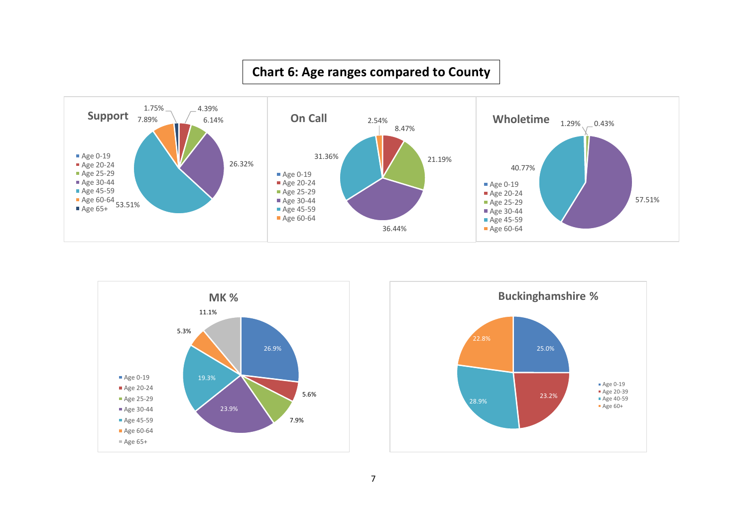**Chart 6: Age ranges compared to County**

**Support**

| Age range | % |
|---|---|
| Age 0-19 | |
| Age 20-24 | 4.39% |
| Age 25-29 | 6.14% |
| Age 30-44 | 26.32% |
| Age 45-59 | 53.51% |
| Age 60-64 | 7.89% |
| Age 65+ | 1.75% |

**On Call**

| Age range | % |
|---|---|
| Age 0-19 | |
| Age 20-24 | 8.47% |
| Age 25-29 | 21.19% |
| Age 30-44 | 36.44% |
| Age 45-59 | 31.36% |
| Age 60-64 | 2.54% |

**Wholetime**

| Age range | % |
|---|---|
| Age 0-19 | |
| Age 20-24 | 0.43% |
| Age 25-29 | 1.29% |
| Age 30-44 | 57.51% |
| Age 45-59 | 40.77% |
| Age 60-64 | |

**MK %**

| Age range | % |
|---|---|
| Age 0-19 | 26.9% |
| Age 20-24 | 5.6% |
| Age 25-29 | 7.9% |
| Age 30-44 | 23.9% |
| Age 45-59 | 19.3% |
| Age 60-64 | 5.3% |
| Age 65+ | 11.1% |

**Buckinghamshire %**

| Age range | % |
|---|---|
| Age 0-19 | 25.0% |
| Age 20-39 | 23.2% |
| Age 40-59 | 28.9% |
| Age 60+ | 22.8% |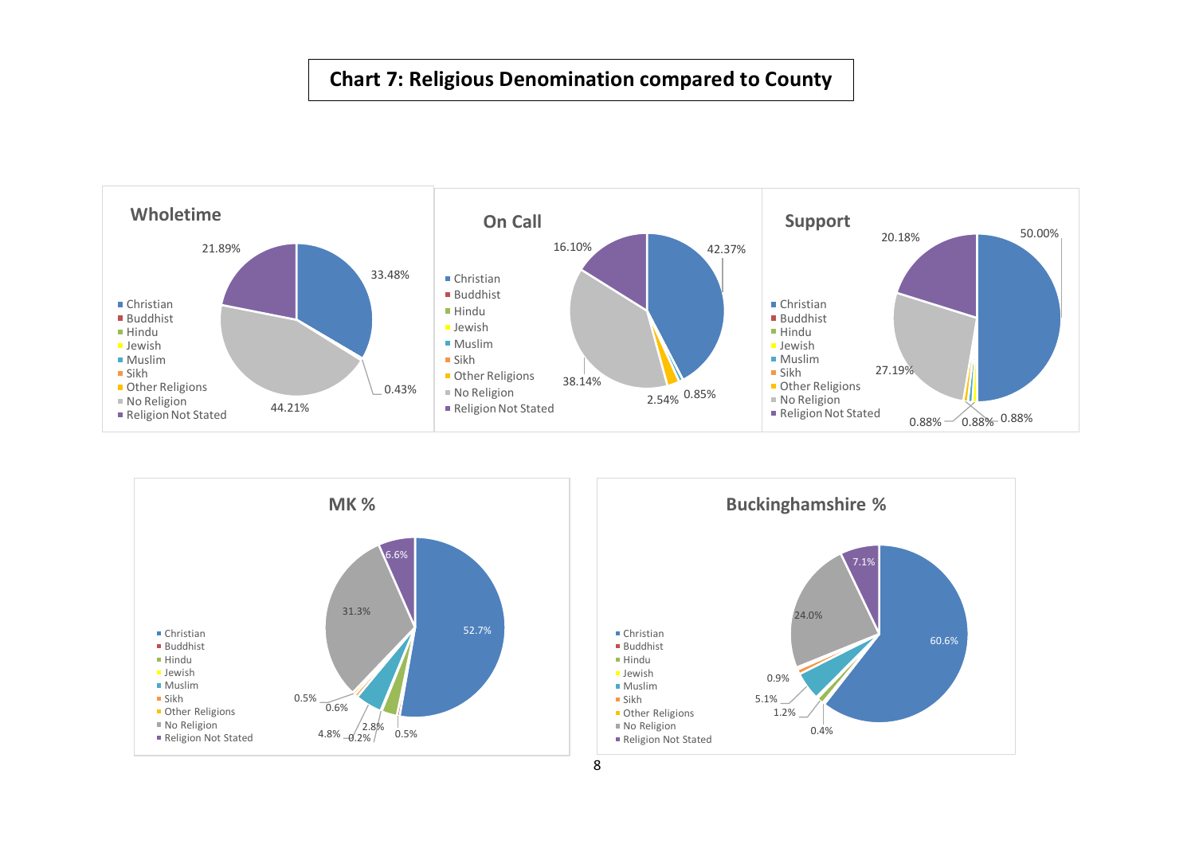**Chart 7: Religious Denomination compared to County**

**Wholetime**

- Christian
- Buddhist
- Hindu
- Jewish
- Muslim
- Sikh
- Other Religions
- No Religion
- Religion Not Stated

33.48%, 0.43%, 44.21%, 21.89%

**On Call**

- Christian
- Buddhist
- Hindu
- Jewish
- Muslim
- Sikh
- Other Religions
- No Religion
- Religion Not Stated

42.37%, 0.85%, 2.54%, 38.14%, 16.10%

**Support**

- Christian
- Buddhist
- Hindu
- Jewish
- Muslim
- Sikh
- Other Religions
- No Religion
- Religion Not Stated

50.00%, 0.88%, 0.88%, 0.88%, 27.19%, 20.18%

**MK %**

- Christian
- Buddhist
- Hindu
- Jewish
- Muslim
- Sikh
- Other Religions
- No Religion
- Religion Not Stated

52.7%, 0.5%, 2.8%, 0.2%, 4.8%, 0.6%, 0.5%, 31.3%, 6.6%

**Buckinghamshire %**

- Christian
- Buddhist
- Hindu
- Jewish
- Muslim
- Sikh
- Other Religions
- No Religion
- Religion Not Stated

60.6%, 0.4%, 1.2%, 5.1%, 0.9%, 24.0%, 7.1%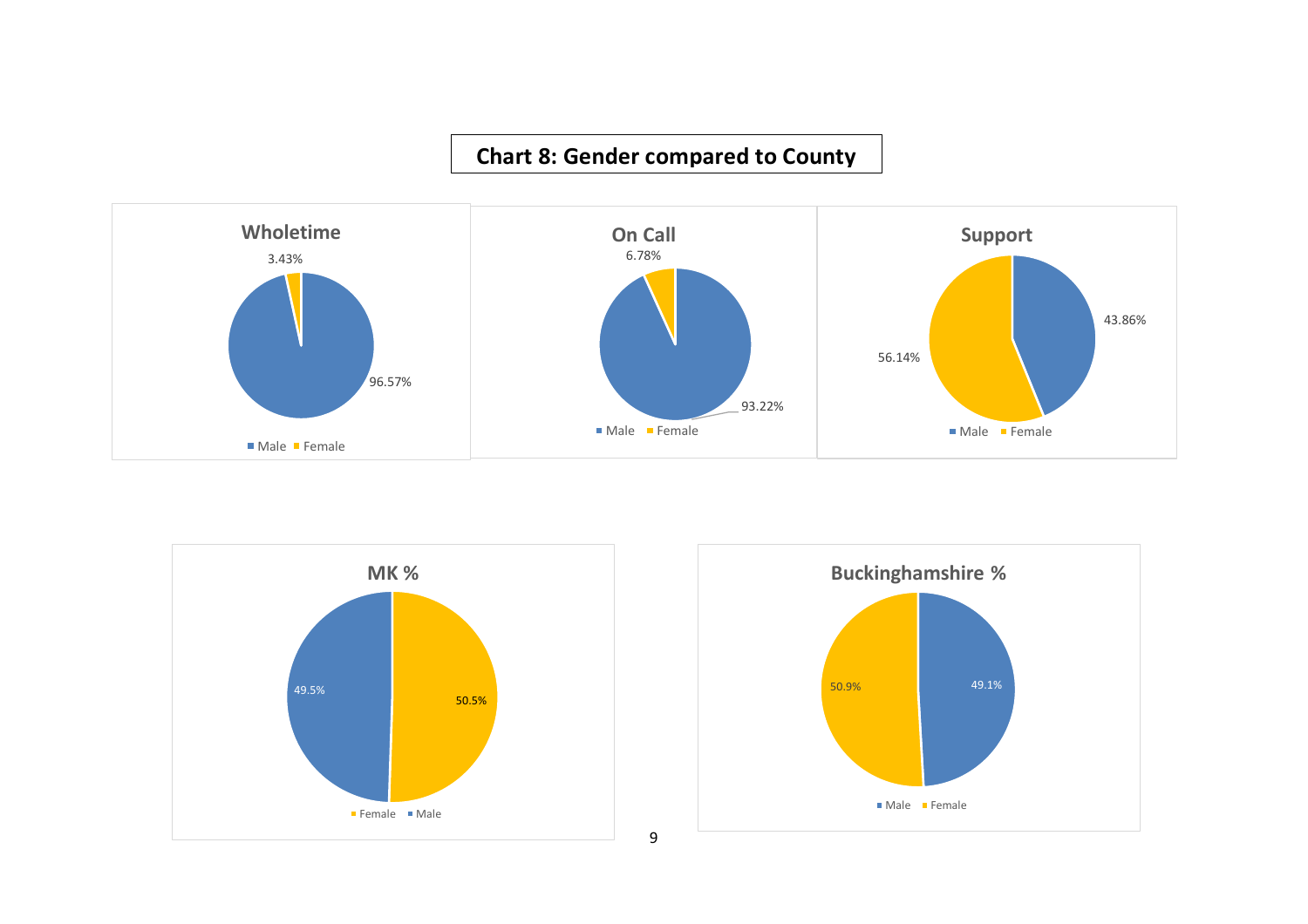**Chart 8: Gender compared to County**

**Wholetime**

| | Percentage |
|---|---|
| Male | 96.57% |
| Female | 3.43% |

**On Call**

| | Percentage |
|---|---|
| Male | 93.22% |
| Female | 6.78% |

**Support**

| | Percentage |
|---|---|
| Male | 43.86% |
| Female | 56.14% |

**MK %**

| | Percentage |
|---|---|
| Female | 50.5% |
| Male | 49.5% |

**Buckinghamshire %**

| | Percentage |
|---|---|
| Male | 49.1% |
| Female | 50.9% |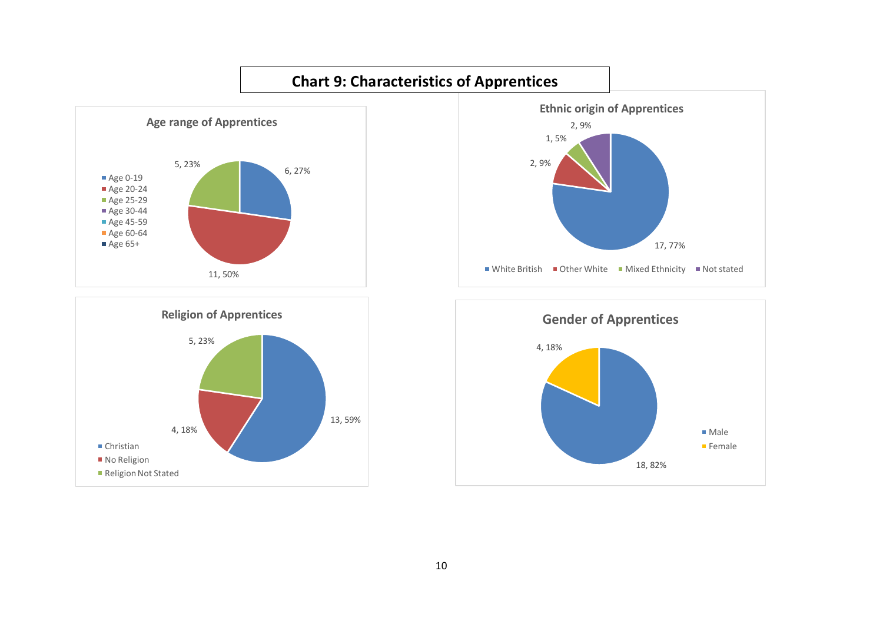## Chart 9: Characteristics of Apprentices

### Age range of Apprentices

| Age range | Number | Percentage |
| --- | --- | --- |
| Age 0-19 | 6 | 27% |
| Age 20-24 | 11 | 50% |
| Age 25-29 | 5 | 23% |
| Age 30-44 | | |
| Age 45-59 | | |
| Age 60-64 | | |
| Age 65+ | | |

### Ethnic origin of Apprentices

| Ethnic origin | Number | Percentage |
| --- | --- | --- |
| White British | 17 | 77% |
| Other White | 2 | 9% |
| Mixed Ethnicity | 1 | 5% |
| Not stated | 2 | 9% |

### Religion of Apprentices

| Religion | Number | Percentage |
| --- | --- | --- |
| Christian | 13 | 59% |
| No Religion | 4 | 18% |
| Religion Not Stated | 5 | 23% |

### Gender of Apprentices

| Gender | Number | Percentage |
| --- | --- | --- |
| Male | 18 | 82% |
| Female | 4 | 18% |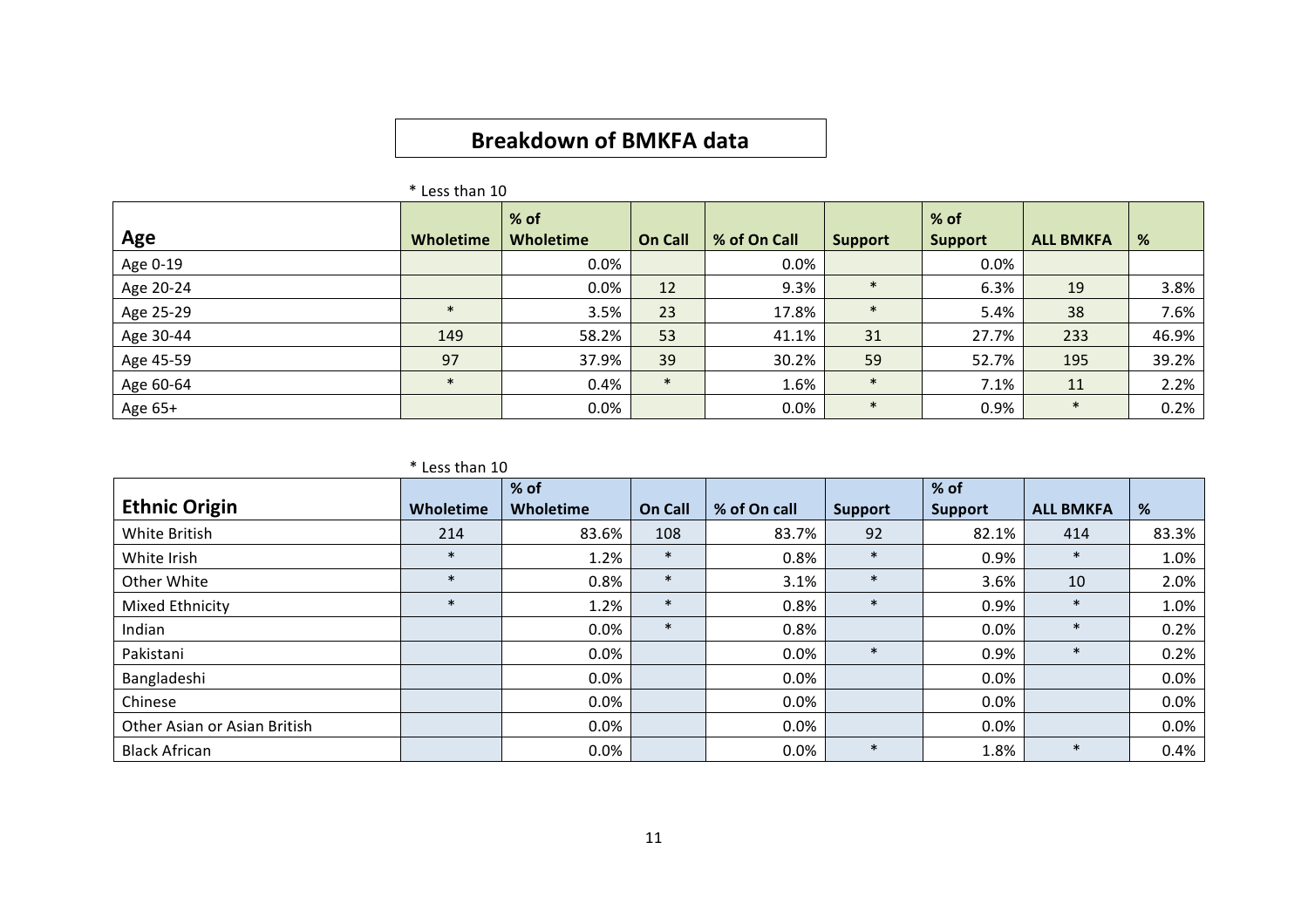# Breakdown of BMKFA data

* Less than 10

| Age | Wholetime | % of Wholetime | On Call | % of On Call | Support | % of Support | ALL BMKFA | % |
|---|---|---|---|---|---|---|---|---|
| Age 0-19 | | 0.0% | | 0.0% | | 0.0% | | |
| Age 20-24 | | 0.0% | 12 | 9.3% | * | 6.3% | 19 | 3.8% |
| Age 25-29 | * | 3.5% | 23 | 17.8% | * | 5.4% | 38 | 7.6% |
| Age 30-44 | 149 | 58.2% | 53 | 41.1% | 31 | 27.7% | 233 | 46.9% |
| Age 45-59 | 97 | 37.9% | 39 | 30.2% | 59 | 52.7% | 195 | 39.2% |
| Age 60-64 | * | 0.4% | * | 1.6% | * | 7.1% | 11 | 2.2% |
| Age 65+ | | 0.0% | | 0.0% | * | 0.9% | * | 0.2% |

* Less than 10

| Ethnic Origin | Wholetime | % of Wholetime | On Call | % of On call | Support | % of Support | ALL BMKFA | % |
|---|---|---|---|---|---|---|---|---|
| White British | 214 | 83.6% | 108 | 83.7% | 92 | 82.1% | 414 | 83.3% |
| White Irish | * | 1.2% | * | 0.8% | * | 0.9% | * | 1.0% |
| Other White | * | 0.8% | * | 3.1% | * | 3.6% | 10 | 2.0% |
| Mixed Ethnicity | * | 1.2% | * | 0.8% | * | 0.9% | * | 1.0% |
| Indian | | 0.0% | * | 0.8% | | 0.0% | * | 0.2% |
| Pakistani | | 0.0% | | 0.0% | * | 0.9% | * | 0.2% |
| Bangladeshi | | 0.0% | | 0.0% | | 0.0% | | 0.0% |
| Chinese | | 0.0% | | 0.0% | | 0.0% | | 0.0% |
| Other Asian or Asian British | | 0.0% | | 0.0% | | 0.0% | | 0.0% |
| Black African | | 0.0% | | 0.0% | * | 1.8% | * | 0.4% |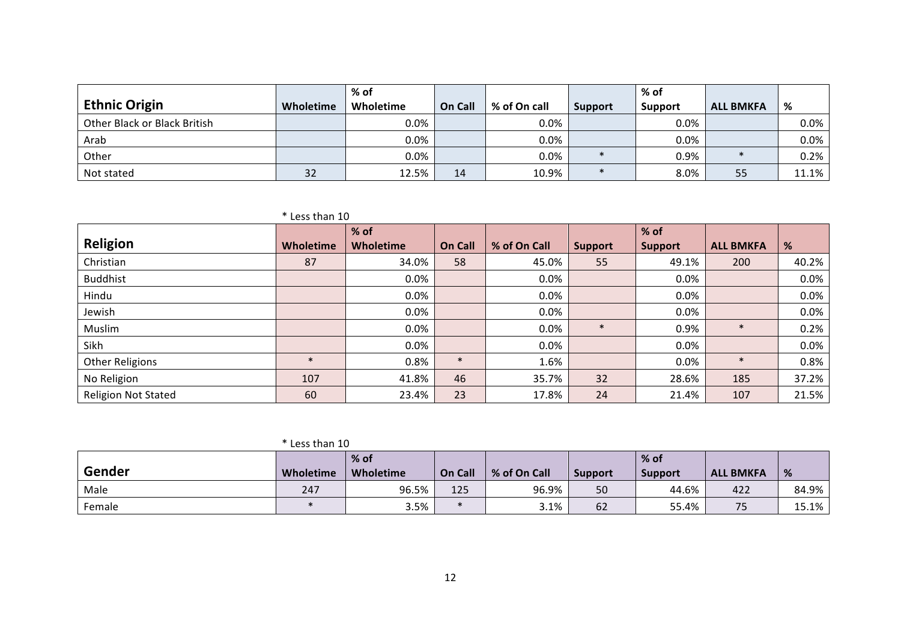| Ethnic Origin | Wholetime | % of Wholetime | On Call | % of On call | Support | % of Support | ALL BMKFA | % |
|---|---|---|---|---|---|---|---|---|
| Other Black or Black British | | 0.0% | | 0.0% | | 0.0% | | 0.0% |
| Arab | | 0.0% | | 0.0% | | 0.0% | | 0.0% |
| Other | | 0.0% | | 0.0% | * | 0.9% | * | 0.2% |
| Not stated | 32 | 12.5% | 14 | 10.9% | * | 8.0% | 55 | 11.1% |

* Less than 10

| Religion | Wholetime | % of Wholetime | On Call | % of On Call | Support | % of Support | ALL BMKFA | % |
|---|---|---|---|---|---|---|---|---|
| Christian | 87 | 34.0% | 58 | 45.0% | 55 | 49.1% | 200 | 40.2% |
| Buddhist | | 0.0% | | 0.0% | | 0.0% | | 0.0% |
| Hindu | | 0.0% | | 0.0% | | 0.0% | | 0.0% |
| Jewish | | 0.0% | | 0.0% | | 0.0% | | 0.0% |
| Muslim | | 0.0% | | 0.0% | * | 0.9% | * | 0.2% |
| Sikh | | 0.0% | | 0.0% | | 0.0% | | 0.0% |
| Other Religions | * | 0.8% | * | 1.6% | | 0.0% | * | 0.8% |
| No Religion | 107 | 41.8% | 46 | 35.7% | 32 | 28.6% | 185 | 37.2% |
| Religion Not Stated | 60 | 23.4% | 23 | 17.8% | 24 | 21.4% | 107 | 21.5% |

* Less than 10

| Gender | Wholetime | % of Wholetime | On Call | % of On Call | Support | % of Support | ALL BMKFA | % |
|---|---|---|---|---|---|---|---|---|
| Male | 247 | 96.5% | 125 | 96.9% | 50 | 44.6% | 422 | 84.9% |
| Female | * | 3.5% | * | 3.1% | 62 | 55.4% | 75 | 15.1% |